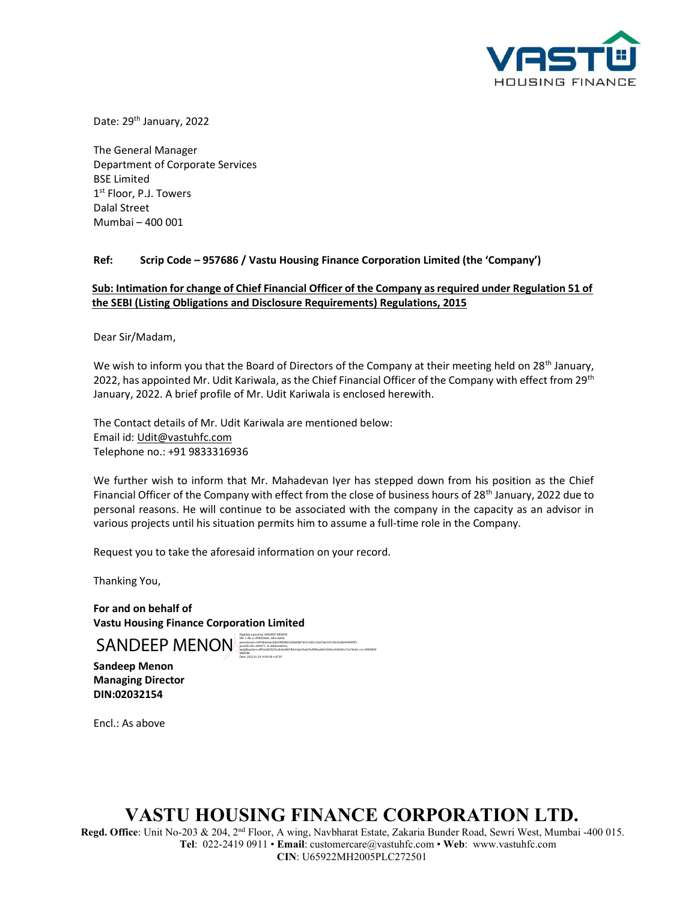Date: 29th January, 2022

The General Manager
Department of Corporate Services
BSE Limited
1st Floor, P.J. Towers
Dalal Street
Mumbai – 400 001

**Ref: Scrip Code – 957686 / Vastu Housing Finance Corporation Limited (the 'Company')**

**Sub: Intimation for change of Chief Financial Officer of the Company as required under Regulation 51 of the SEBI (Listing Obligations and Disclosure Requirements) Regulations, 2015**

Dear Sir/Madam,

We wish to inform you that the Board of Directors of the Company at their meeting held on 28th January, 2022, has appointed Mr. Udit Kariwala, as the Chief Financial Officer of the Company with effect from 29th January, 2022. A brief profile of Mr. Udit Kariwala is enclosed herewith.

The Contact details of Mr. Udit Kariwala are mentioned below:
Email id: Udit@vastuhfc.com
Telephone no.: +91 9833316936

We further wish to inform that Mr. Mahadevan Iyer has stepped down from his position as the Chief Financial Officer of the Company with effect from the close of business hours of 28th January, 2022 due to personal reasons. He will continue to be associated with the company in the capacity as an advisor in various projects until his situation permits him to assume a full-time role in the Company.

Request you to take the aforesaid information on your record.

Thanking You,

**For and on behalf of**
**Vastu Housing Finance Corporation Limited**

SANDEEP MENON

**Sandeep Menon**
**Managing Director**
**DIN:02032154**

Encl.: As above

**VASTU HOUSING FINANCE CORPORATION LTD.**
**Regd. Office**: Unit No-203 & 204, 2nd Floor, A wing, Navbharat Estate, Zakaria Bunder Road, Sewri West, Mumbai -400 015.
**Tel**: 022-2419 0911 • **Email**: customercare@vastuhfc.com • **Web**: www.vastuhfc.com
**CIN**: U65922MH2005PLC272501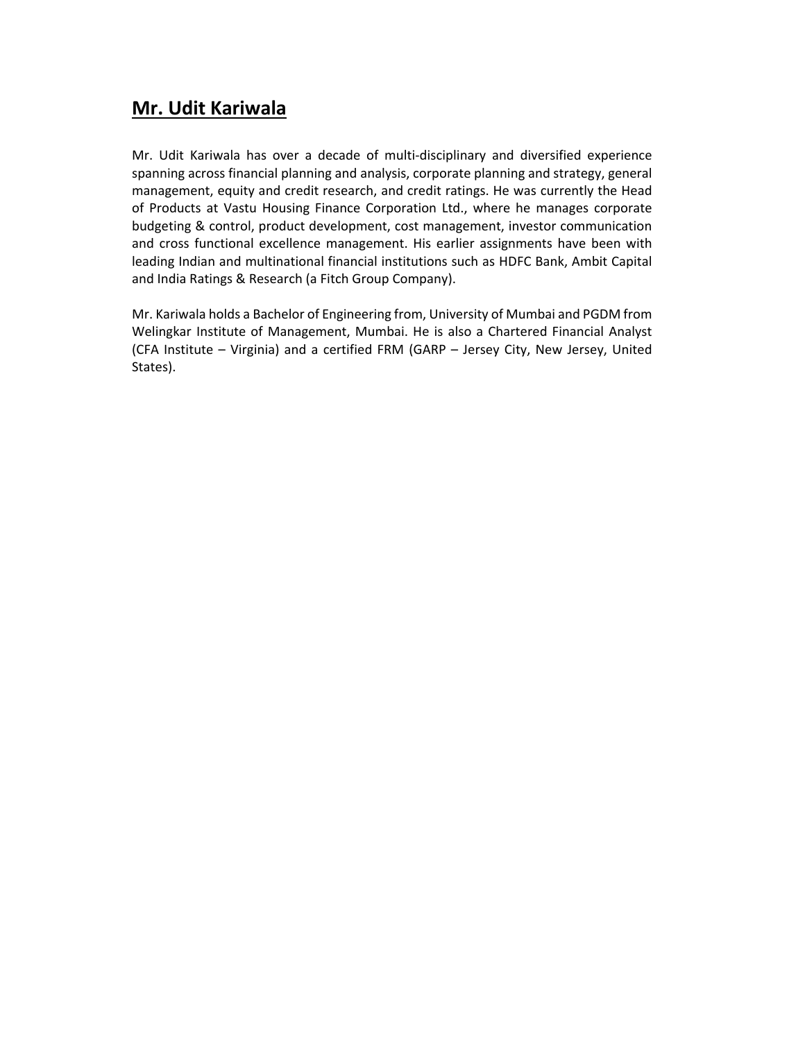## **Mr. Udit Kariwala**

Mr. Udit Kariwala has over a decade of multi-disciplinary and diversified experience spanning across financial planning and analysis, corporate planning and strategy, general management, equity and credit research, and credit ratings. He was currently the Head of Products at Vastu Housing Finance Corporation Ltd., where he manages corporate budgeting & control, product development, cost management, investor communication and cross functional excellence management. His earlier assignments have been with leading Indian and multinational financial institutions such as HDFC Bank, Ambit Capital and India Ratings & Research (a Fitch Group Company).

Mr. Kariwala holds a Bachelor of Engineering from, University of Mumbai and PGDM from Welingkar Institute of Management, Mumbai. He is also a Chartered Financial Analyst (CFA Institute – Virginia) and a certified FRM (GARP – Jersey City, New Jersey, United States).